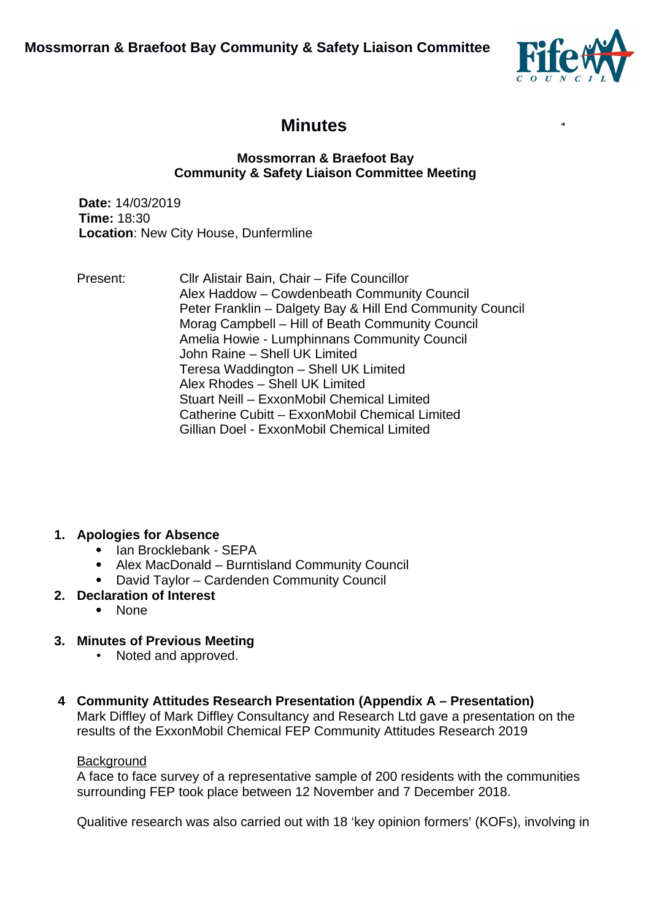**Mossmorran & Braefoot Bay Community & Safety Liaison Committee**

# Minutes

**Mossmorran & Braefoot Bay**
**Community & Safety Liaison Committee Meeting**

**Date:** 14/03/2019
**Time:** 18:30
**Location**: New City House, Dunfermline

Present:

Cllr Alistair Bain, Chair – Fife Councillor
Alex Haddow – Cowdenbeath Community Council
Peter Franklin – Dalgety Bay & Hill End Community Council
Morag Campbell – Hill of Beath Community Council
Amelia Howie - Lumphinnans Community Council
John Raine – Shell UK Limited
Teresa Waddington – Shell UK Limited
Alex Rhodes – Shell UK Limited
Stuart Neill – ExxonMobil Chemical Limited
Catherine Cubitt – ExxonMobil Chemical Limited
Gillian Doel - ExxonMobil Chemical Limited

1. **Apologies for Absence**
   - Ian Brocklebank - SEPA
   - Alex MacDonald – Burntisland Community Council
   - David Taylor – Cardenden Community Council
2. **Declaration of Interest**
   - None
3. **Minutes of Previous Meeting**
   - Noted and approved.

4 **Community Attitudes Research Presentation (Appendix A – Presentation)**
Mark Diffley of Mark Diffley Consultancy and Research Ltd gave a presentation on the results of the ExxonMobil Chemical FEP Community Attitudes Research 2019

Background
A face to face survey of a representative sample of 200 residents with the communities surrounding FEP took place between 12 November and 7 December 2018.

Qualitive research was also carried out with 18 'key opinion formers' (KOFs), involving in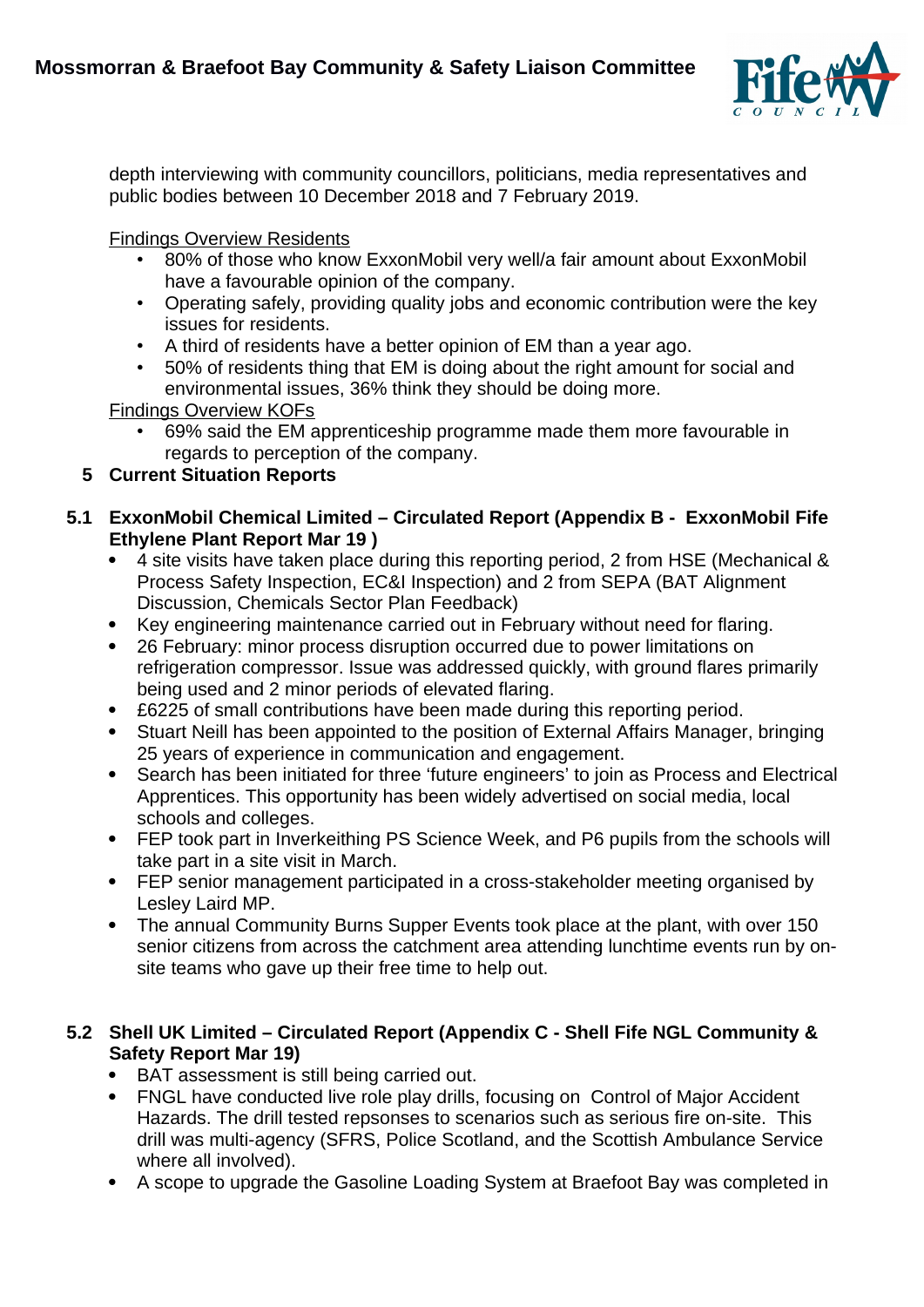depth interviewing with community councillors, politicians, media representatives and public bodies between 10 December 2018 and 7 February 2019.

Findings Overview Residents

- 80% of those who know ExxonMobil very well/a fair amount about ExxonMobil have a favourable opinion of the company.
- Operating safely, providing quality jobs and economic contribution were the key issues for residents.
- A third of residents have a better opinion of EM than a year ago.
- 50% of residents thing that EM is doing about the right amount for social and environmental issues, 36% think they should be doing more.

Findings Overview KOFs

- 69% said the EM apprenticeship programme made them more favourable in regards to perception of the company.

## 5 Current Situation Reports

### 5.1 ExxonMobil Chemical Limited – Circulated Report (Appendix B - ExxonMobil Fife Ethylene Plant Report Mar 19 )

- 4 site visits have taken place during this reporting period, 2 from HSE (Mechanical & Process Safety Inspection, EC&I Inspection) and 2 from SEPA (BAT Alignment Discussion, Chemicals Sector Plan Feedback)
- Key engineering maintenance carried out in February without need for flaring.
- 26 February: minor process disruption occurred due to power limitations on refrigeration compressor. Issue was addressed quickly, with ground flares primarily being used and 2 minor periods of elevated flaring.
- £6225 of small contributions have been made during this reporting period.
- Stuart Neill has been appointed to the position of External Affairs Manager, bringing 25 years of experience in communication and engagement.
- Search has been initiated for three 'future engineers' to join as Process and Electrical Apprentices. This opportunity has been widely advertised on social media, local schools and colleges.
- FEP took part in Inverkeithing PS Science Week, and P6 pupils from the schools will take part in a site visit in March.
- FEP senior management participated in a cross-stakeholder meeting organised by Lesley Laird MP.
- The annual Community Burns Supper Events took place at the plant, with over 150 senior citizens from across the catchment area attending lunchtime events run by on-site teams who gave up their free time to help out.

### 5.2 Shell UK Limited – Circulated Report (Appendix C - Shell Fife NGL Community & Safety Report Mar 19)

- BAT assessment is still being carried out.
- FNGL have conducted live role play drills, focusing on Control of Major Accident Hazards. The drill tested repsonses to scenarios such as serious fire on-site. This drill was multi-agency (SFRS, Police Scotland, and the Scottish Ambulance Service where all involved).
- A scope to upgrade the Gasoline Loading System at Braefoot Bay was completed in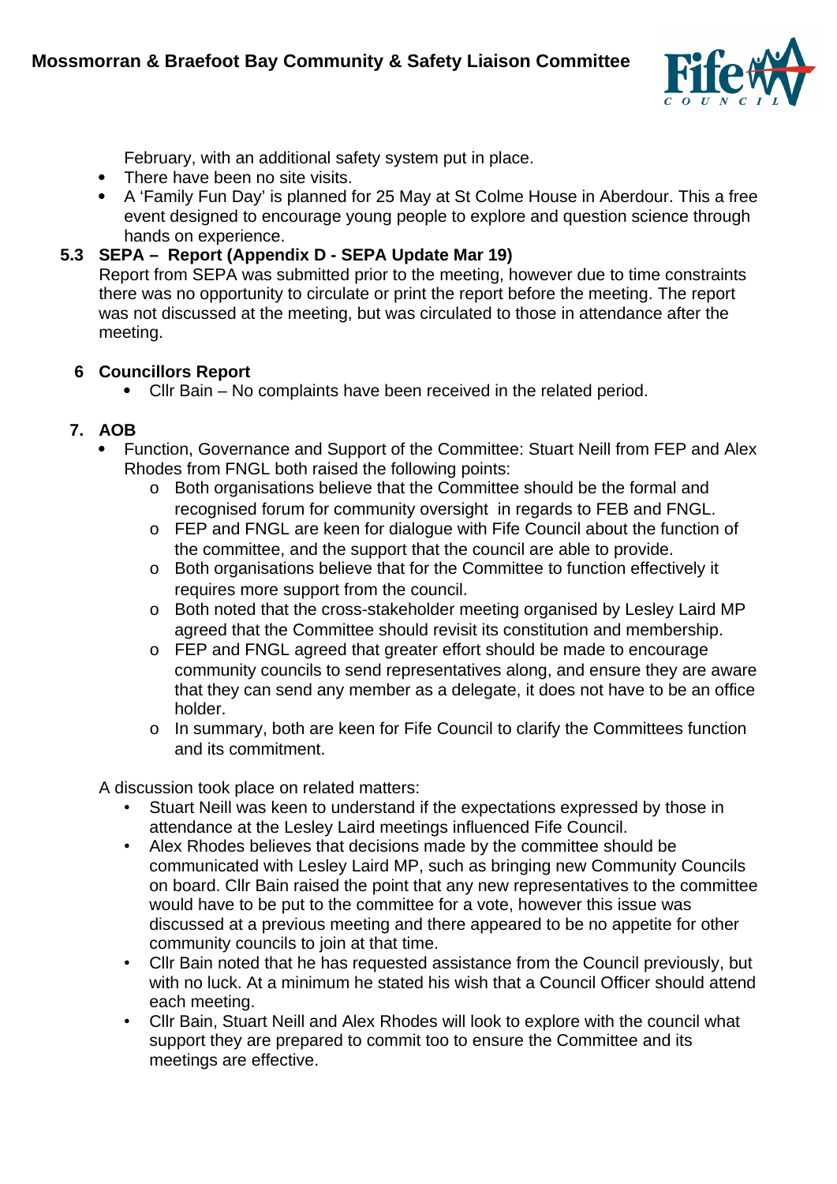February, with an additional safety system put in place.

- There have been no site visits.
- A 'Family Fun Day' is planned for 25 May at St Colme House in Aberdour. This a free event designed to encourage young people to explore and question science through hands on experience.

**5.3 SEPA – Report (Appendix D - SEPA Update Mar 19)**

Report from SEPA was submitted prior to the meeting, however due to time constraints there was no opportunity to circulate or print the report before the meeting. The report was not discussed at the meeting, but was circulated to those in attendance after the meeting.

**6 Councillors Report**

- Cllr Bain – No complaints have been received in the related period.

**7. AOB**

- Function, Governance and Support of the Committee: Stuart Neill from FEP and Alex Rhodes from FNGL both raised the following points:
  - Both organisations believe that the Committee should be the formal and recognised forum for community oversight in regards to FEB and FNGL.
  - FEP and FNGL are keen for dialogue with Fife Council about the function of the committee, and the support that the council are able to provide.
  - Both organisations believe that for the Committee to function effectively it requires more support from the council.
  - Both noted that the cross-stakeholder meeting organised by Lesley Laird MP agreed that the Committee should revisit its constitution and membership.
  - FEP and FNGL agreed that greater effort should be made to encourage community councils to send representatives along, and ensure they are aware that they can send any member as a delegate, it does not have to be an office holder.
  - In summary, both are keen for Fife Council to clarify the Committees function and its commitment.

A discussion took place on related matters:

- Stuart Neill was keen to understand if the expectations expressed by those in attendance at the Lesley Laird meetings influenced Fife Council.
- Alex Rhodes believes that decisions made by the committee should be communicated with Lesley Laird MP, such as bringing new Community Councils on board. Cllr Bain raised the point that any new representatives to the committee would have to be put to the committee for a vote, however this issue was discussed at a previous meeting and there appeared to be no appetite for other community councils to join at that time.
- Cllr Bain noted that he has requested assistance from the Council previously, but with no luck. At a minimum he stated his wish that a Council Officer should attend each meeting.
- Cllr Bain, Stuart Neill and Alex Rhodes will look to explore with the council what support they are prepared to commit too to ensure the Committee and its meetings are effective.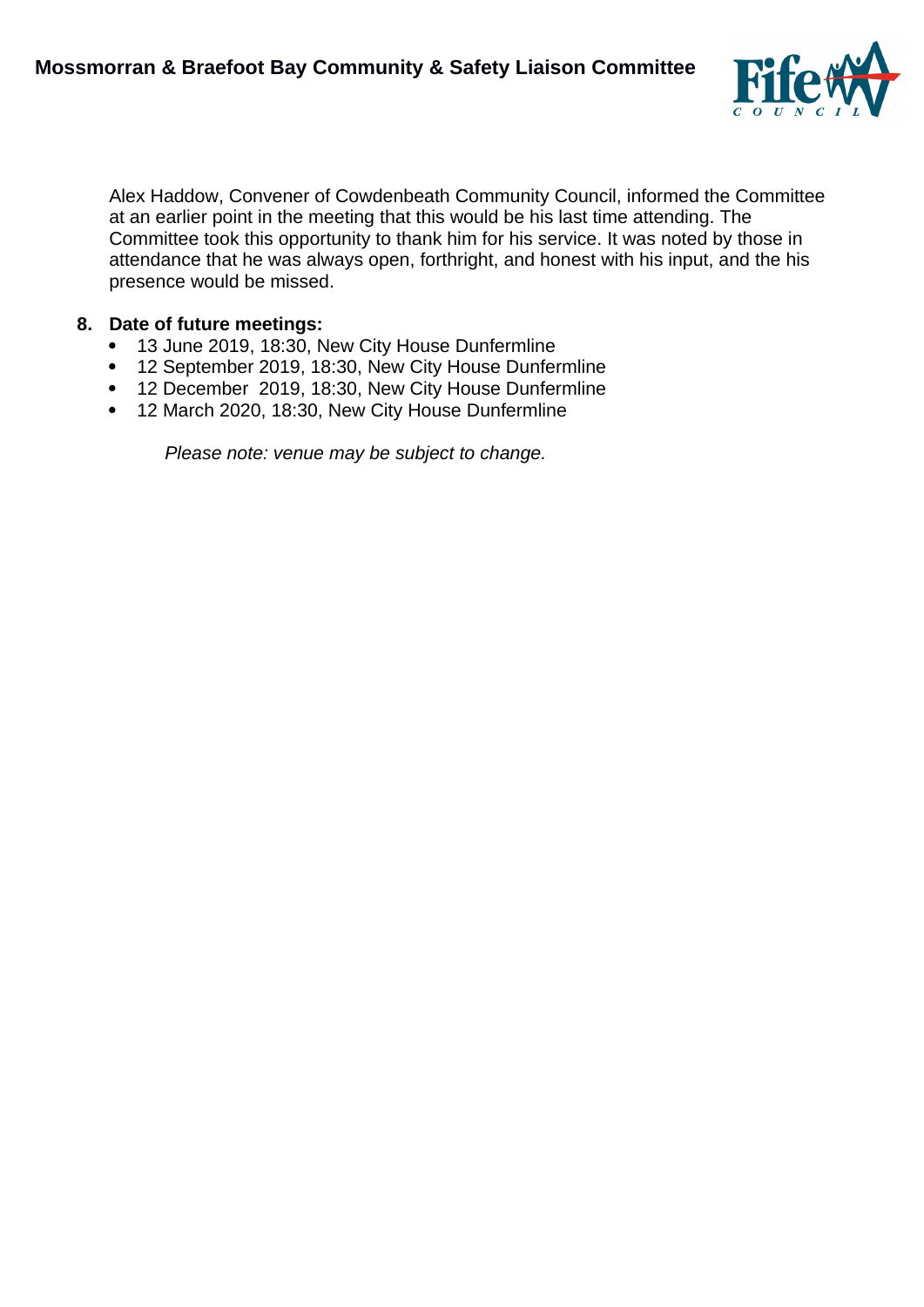Alex Haddow, Convener of Cowdenbeath Community Council, informed the Committee at an earlier point in the meeting that this would be his last time attending. The Committee took this opportunity to thank him for his service. It was noted by those in attendance that he was always open, forthright, and honest with his input, and the his presence would be missed.

**8. Date of future meetings:**

- 13 June 2019, 18:30, New City House Dunfermline
- 12 September 2019, 18:30, New City House Dunfermline
- 12 December 2019, 18:30, New City House Dunfermline
- 12 March 2020, 18:30, New City House Dunfermline

*Please note: venue may be subject to change.*